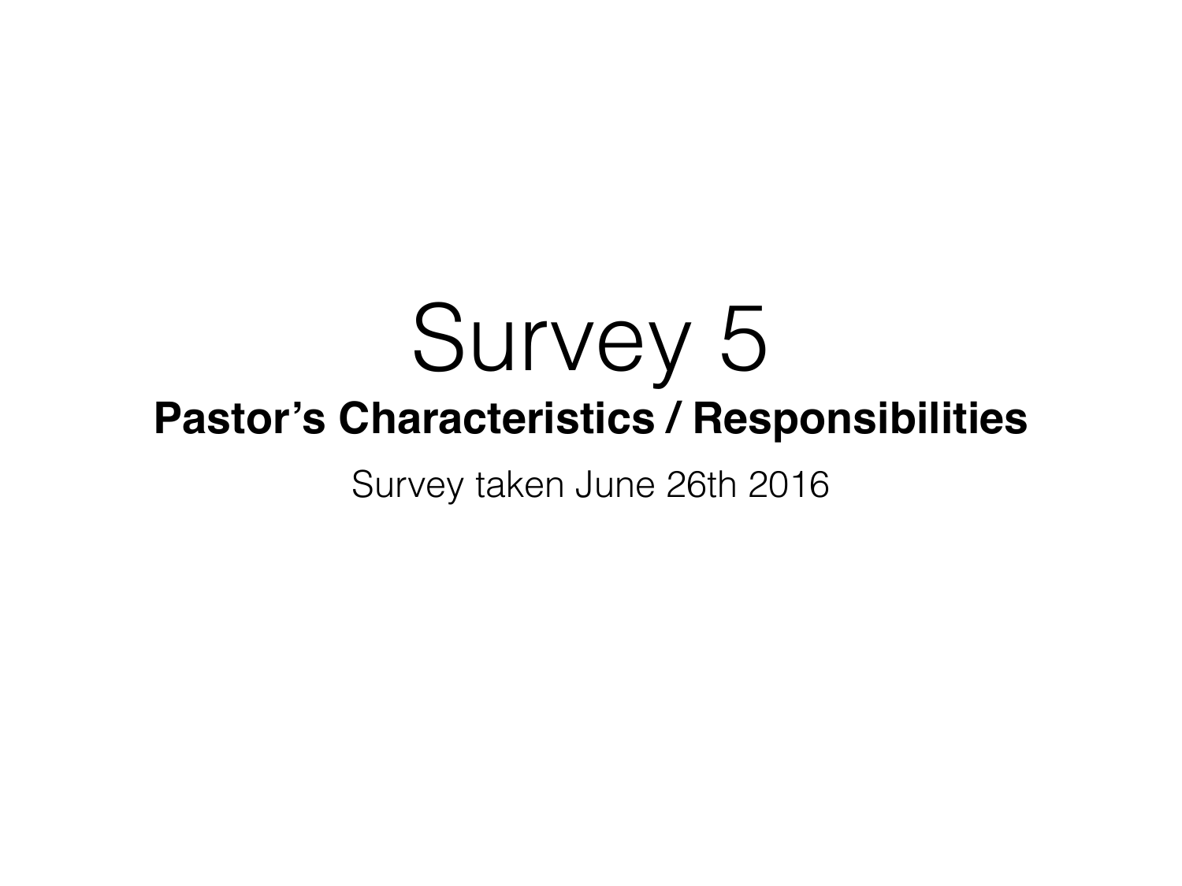# Survey 5

**Pastor's Characteristics / Responsibilities**

Survey taken June 26th 2016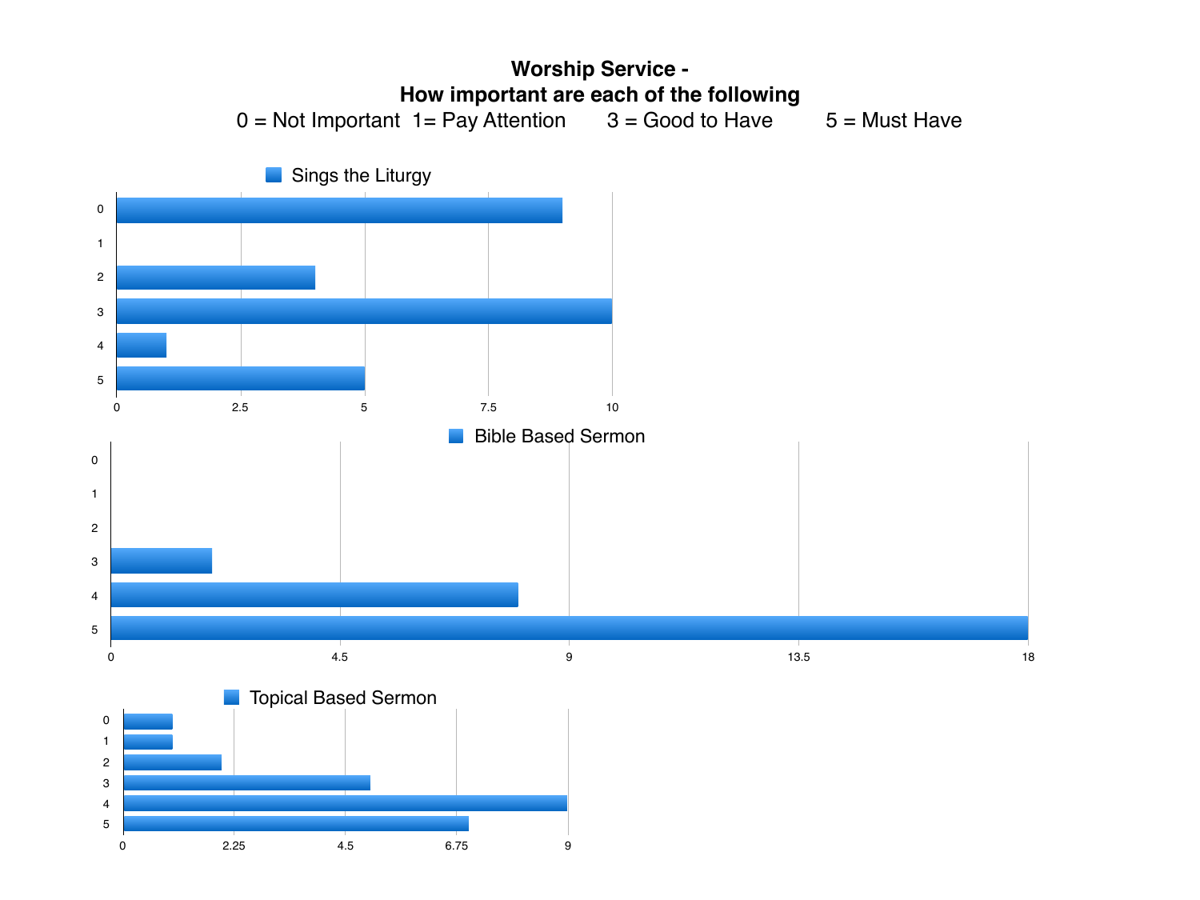# Worship Service - How important are each of the following

0 = Not Important 1= Pay Attention 3 = Good to Have 5 = Must Have

**Sings the Liturgy**

| Rating | Count |
|---|---|
| 0 | 9 |
| 1 | 0 |
| 2 | 4 |
| 3 | 10 |
| 4 | 1 |
| 5 | 5 |

**Bible Based Sermon**

| Rating | Count |
|---|---|
| 0 | 0 |
| 1 | 0 |
| 2 | 0 |
| 3 | 2 |
| 4 | 8 |
| 5 | 18 |

**Topical Based Sermon**

| Rating | Count |
|---|---|
| 0 | 1 |
| 1 | 1 |
| 2 | 2 |
| 3 | 5 |
| 4 | 9 |
| 5 | 7 |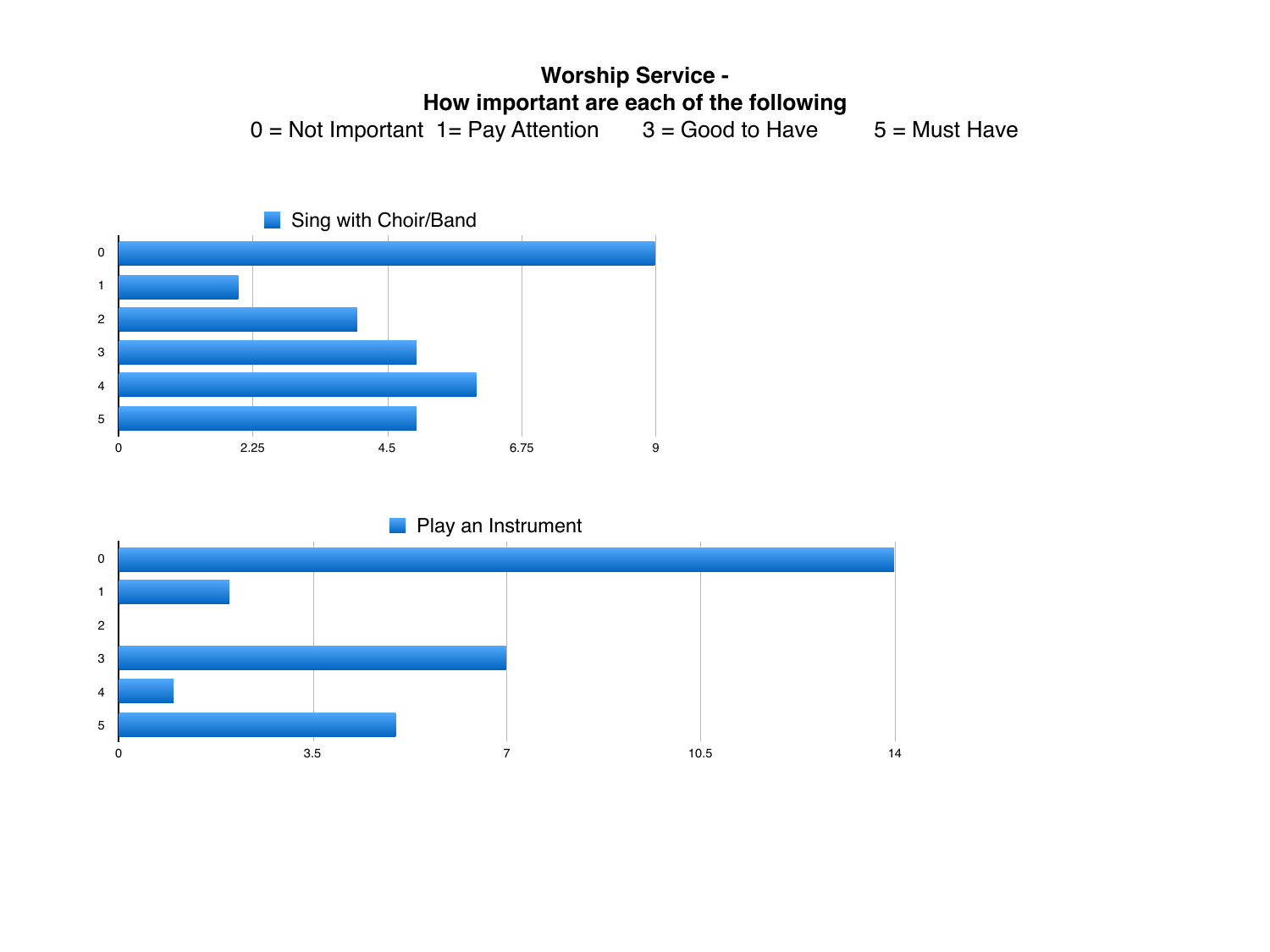# Worship Service -
## How important are each of the following

0 = Not Important  1= Pay Attention  3 = Good to Have  5 = Must Have

**Sing with Choir/Band**

| Rating | Count |
|---|---|
| 0 | 9 |
| 1 | 2 |
| 2 | 4 |
| 3 | 5 |
| 4 | 6 |
| 5 | 5 |

**Play an Instrument**

| Rating | Count |
|---|---|
| 0 | 14 |
| 1 | 2 |
| 2 | 0 |
| 3 | 7 |
| 4 | 1 |
| 5 | 5 |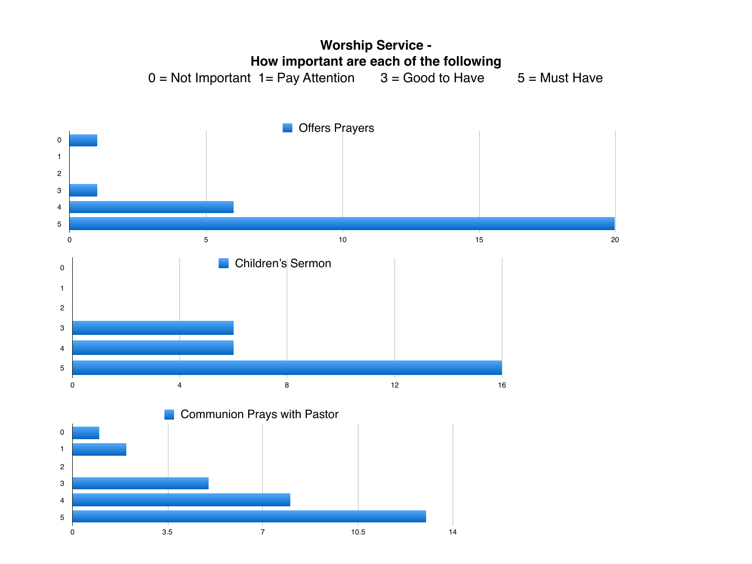**Worship Service -**
**How important are each of the following**

0 = Not Important 1= Pay Attention 3 = Good to Have 5 = Must Have

Offers Prayers

| Rating | Count |
| --- | --- |
| 0 | 1 |
| 1 | |
| 2 | |
| 3 | 1 |
| 4 | 6 |
| 5 | 20 |

Children's Sermon

| Rating | Count |
| --- | --- |
| 0 | |
| 1 | |
| 2 | |
| 3 | 6 |
| 4 | 6 |
| 5 | 16 |

Communion Prays with Pastor

| Rating | Count |
| --- | --- |
| 0 | 1 |
| 1 | 2 |
| 2 | |
| 3 | 5 |
| 4 | 8 |
| 5 | 13 |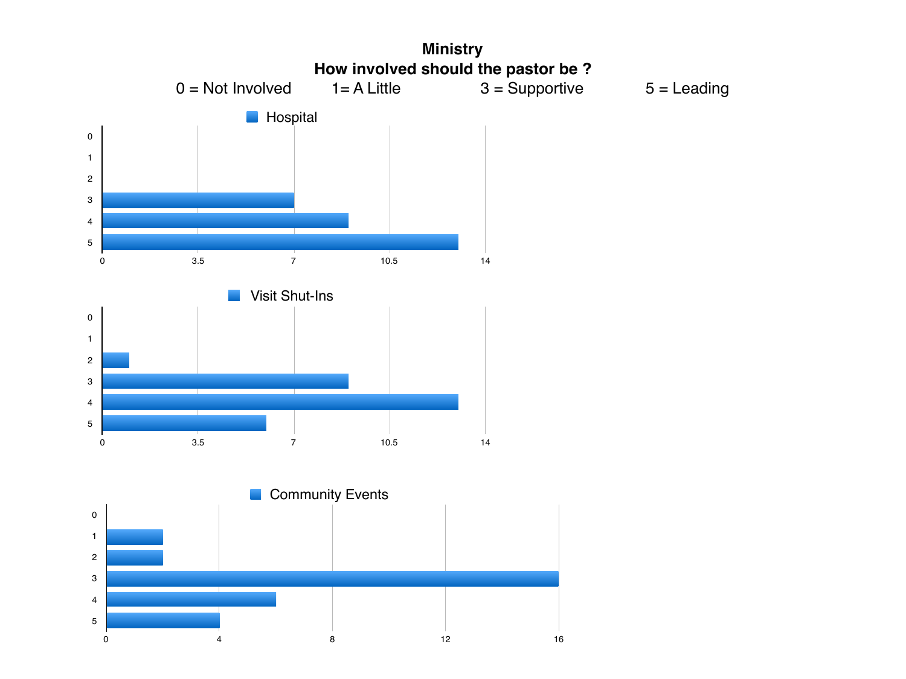# Ministry

## How involved should the pastor be ?

0 = Not Involved 1= A Little 3 = Supportive 5 = Leading

### Hospital

| Rating | Count |
|---|---|
| 0 | 0 |
| 1 | 0 |
| 2 | 0 |
| 3 | 7 |
| 4 | 9 |
| 5 | 13 |

### Visit Shut-Ins

| Rating | Count |
|---|---|
| 0 | 0 |
| 1 | 0 |
| 2 | 1 |
| 3 | 9 |
| 4 | 13 |
| 5 | 6 |

### Community Events

| Rating | Count |
|---|---|
| 0 | 0 |
| 1 | 2 |
| 2 | 2 |
| 3 | 16 |
| 4 | 6 |
| 5 | 4 |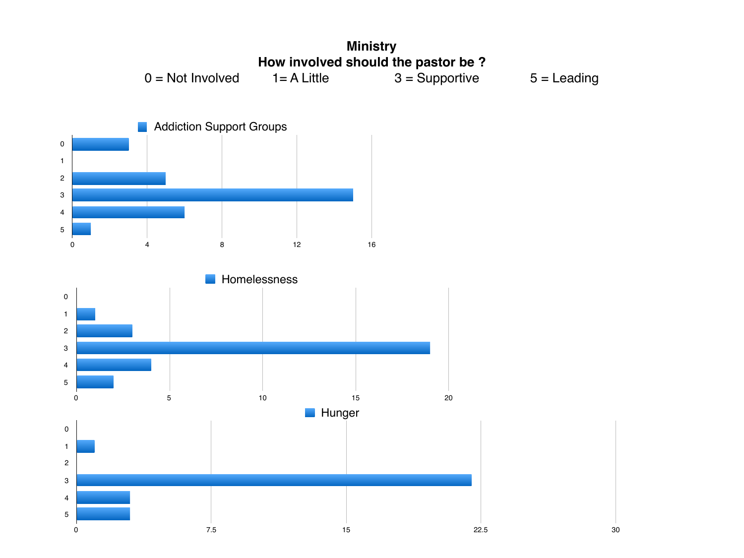# Ministry

## How involved should the pastor be ?

0 = Not Involved 1= A Little 3 = Supportive 5 = Leading

**Addiction Support Groups**

| Rating | Count |
|---|---|
| 0 | 3 |
| 1 | 0 |
| 2 | 5 |
| 3 | 15 |
| 4 | 6 |
| 5 | 1 |

**Homelessness**

| Rating | Count |
|---|---|
| 0 | 0 |
| 1 | 1 |
| 2 | 3 |
| 3 | 19 |
| 4 | 4 |
| 5 | 2 |

**Hunger**

| Rating | Count |
|---|---|
| 0 | 0 |
| 1 | 1 |
| 2 | 0 |
| 3 | 22 |
| 4 | 3 |
| 5 | 3 |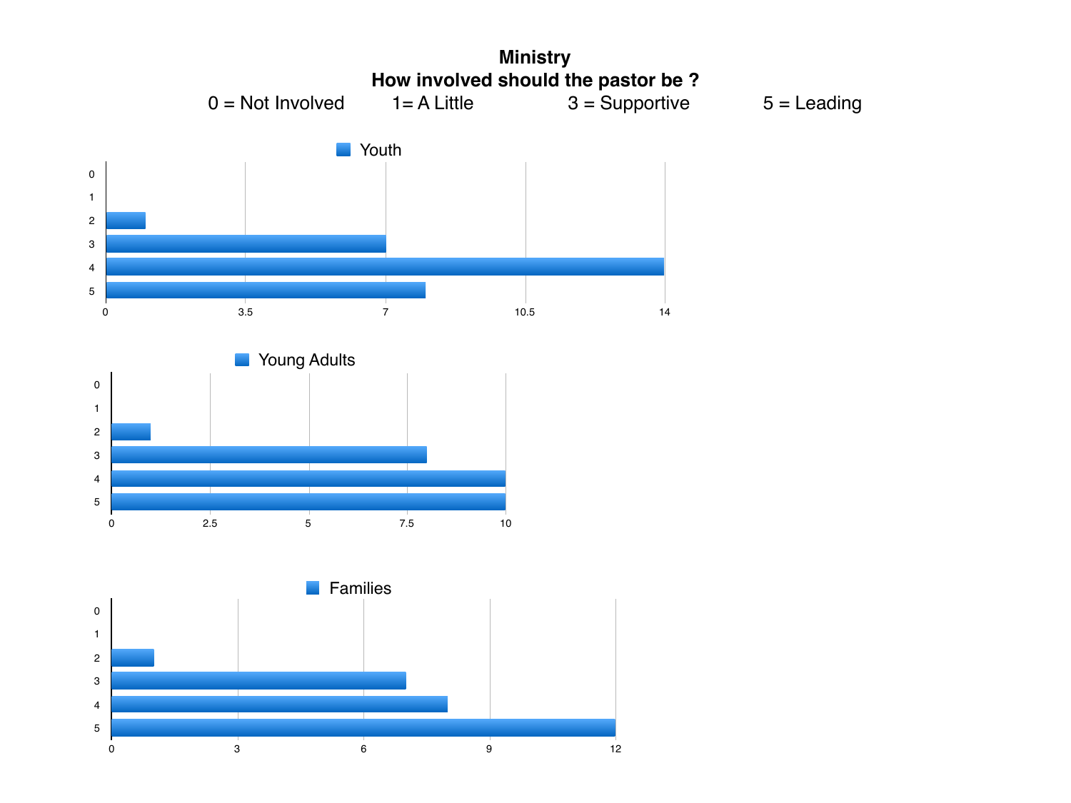# Ministry

## How involved should the pastor be ?

0 = Not Involved 1= A Little 3 = Supportive 5 = Leading

### Youth

| Rating | Count |
|---|---|
| 0 | 0 |
| 1 | 0 |
| 2 | 1 |
| 3 | 7 |
| 4 | 14 |
| 5 | 8 |

### Young Adults

| Rating | Count |
|---|---|
| 0 | 0 |
| 1 | 0 |
| 2 | 1 |
| 3 | 8 |
| 4 | 10 |
| 5 | 10 |

### Families

| Rating | Count |
|---|---|
| 0 | 0 |
| 1 | 0 |
| 2 | 1 |
| 3 | 7 |
| 4 | 8 |
| 5 | 12 |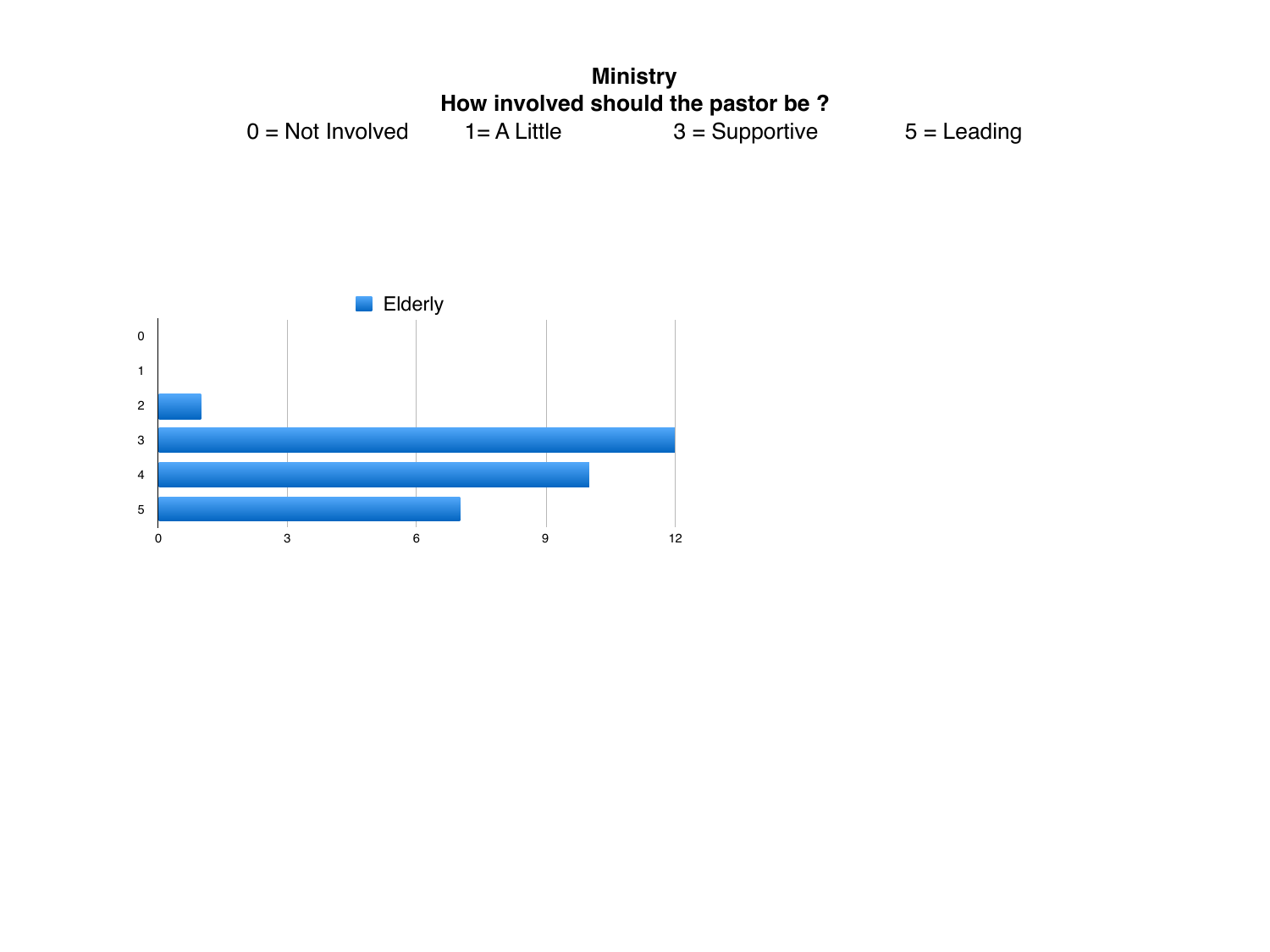# Ministry

## How involved should the pastor be ?

0 = Not Involved 1= A Little 3 = Supportive 5 = Leading

Elderly

| Rating | Elderly |
|---|---|
| 0 | 0 |
| 1 | 0 |
| 2 | 1 |
| 3 | 12 |
| 4 | 10 |
| 5 | 7 |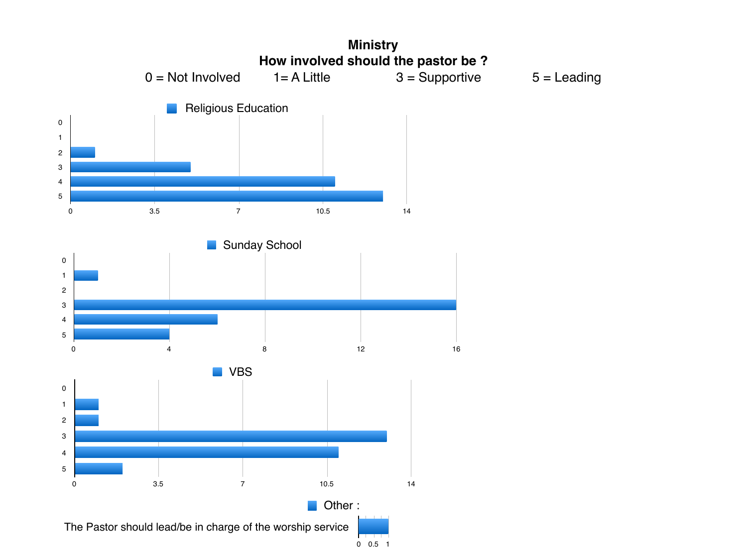# Ministry

## How involved should the pastor be ?

0 = Not Involved 1= A Little 3 = Supportive 5 = Leading

### Religious Education

| Rating | Count |
|---|---|
| 0 | 0 |
| 1 | 0 |
| 2 | 1 |
| 3 | 5 |
| 4 | 11 |
| 5 | 13 |

### Sunday School

| Rating | Count |
|---|---|
| 0 | 0 |
| 1 | 1 |
| 2 | 0 |
| 3 | 16 |
| 4 | 6 |
| 5 | 4 |

### VBS

| Rating | Count |
|---|---|
| 0 | 0 |
| 1 | 1 |
| 2 | 1 |
| 3 | 13 |
| 4 | 11 |
| 5 | 2 |

### Other :

| Response | Count |
|---|---|
| The Pastor should lead/be in charge of the worship service | 1 |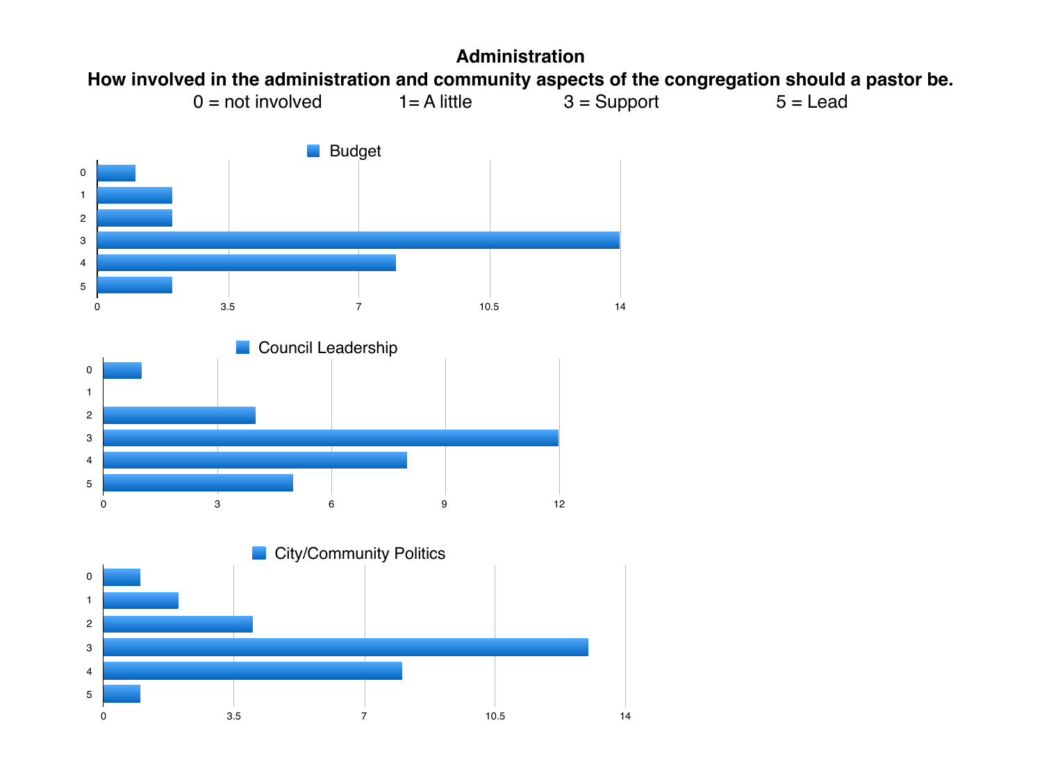# Administration

**How involved in the administration and community aspects of the congregation should a pastor be.**

0 = not involved 1= A little 3 = Support 5 = Lead

### Budget

| Response | Count |
|---|---|
| 0 | 1 |
| 1 | 2 |
| 2 | 2 |
| 3 | 14 |
| 4 | 8 |
| 5 | 2 |

### Council Leadership

| Response | Count |
|---|---|
| 0 | 1 |
| 1 | 0 |
| 2 | 4 |
| 3 | 12 |
| 4 | 8 |
| 5 | 5 |

### City/Community Politics

| Response | Count |
|---|---|
| 0 | 1 |
| 1 | 2 |
| 2 | 4 |
| 3 | 13 |
| 4 | 8 |
| 5 | 1 |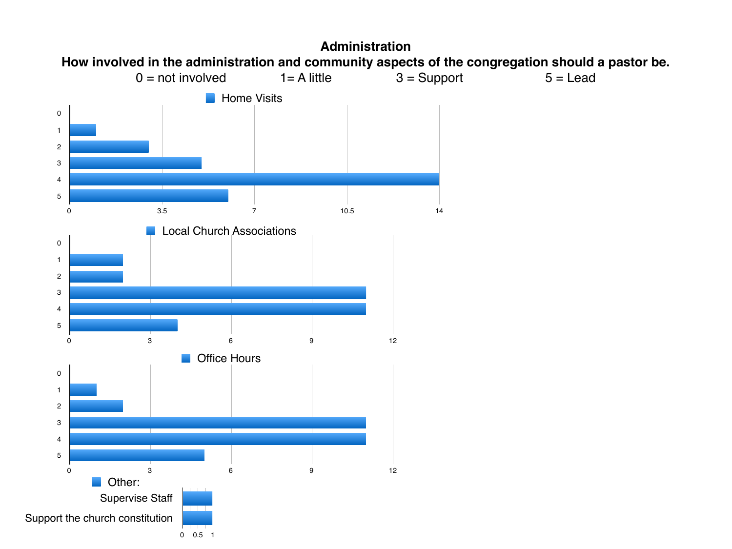# Administration

## How involved in the administration and community aspects of the congregation should a pastor be.

0 = not involved 1= A little 3 = Support 5 = Lead

### Home Visits

| Rating | Count |
|---|---|
| 0 | 0 |
| 1 | 1 |
| 2 | 3 |
| 3 | 5 |
| 4 | 14 |
| 5 | 6 |

### Local Church Associations

| Rating | Count |
|---|---|
| 0 | 0 |
| 1 | 2 |
| 2 | 2 |
| 3 | 11 |
| 4 | 11 |
| 5 | 4 |

### Office Hours

| Rating | Count |
|---|---|
| 0 | 0 |
| 1 | 1 |
| 2 | 2 |
| 3 | 11 |
| 4 | 11 |
| 5 | 5 |

### Other:

| Response | Count |
|---|---|
| Supervise Staff | 1 |
| Support the church constitution | 1 |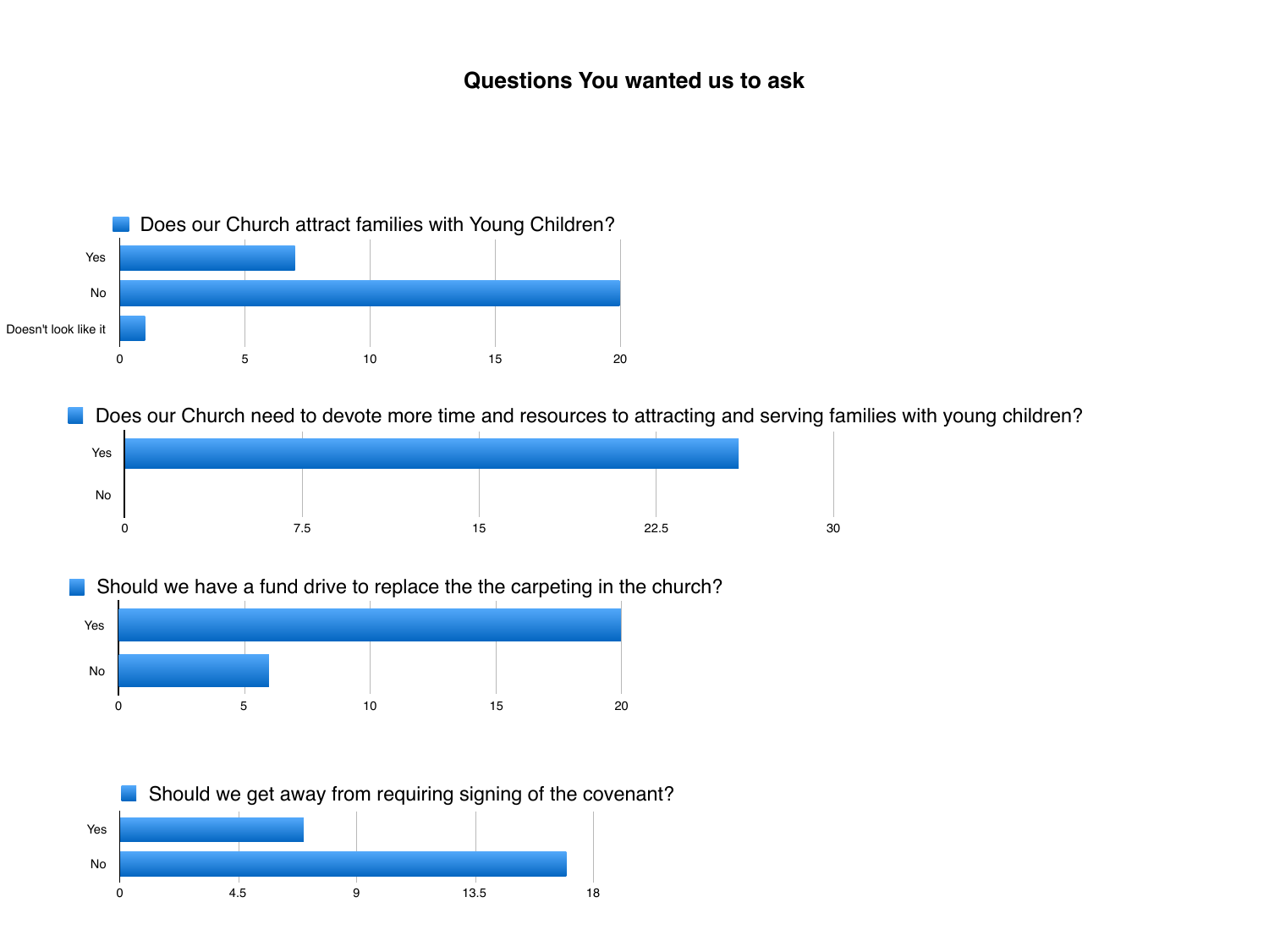# Questions You wanted us to ask

## Does our Church attract families with Young Children?

| Response | Count |
|---|---|
| Yes | 7 |
| No | 20 |
| Doesn't look like it | 1 |

## Does our Church need to devote more time and resources to attracting and serving families with young children?

| Response | Count |
|---|---|
| Yes | 26 |
| No | 0 |

## Should we have a fund drive to replace the the carpeting in the church?

| Response | Count |
|---|---|
| Yes | 20 |
| No | 6 |

## Should we get away from requiring signing of the covenant?

| Response | Count |
|---|---|
| Yes | 7 |
| No | 17 |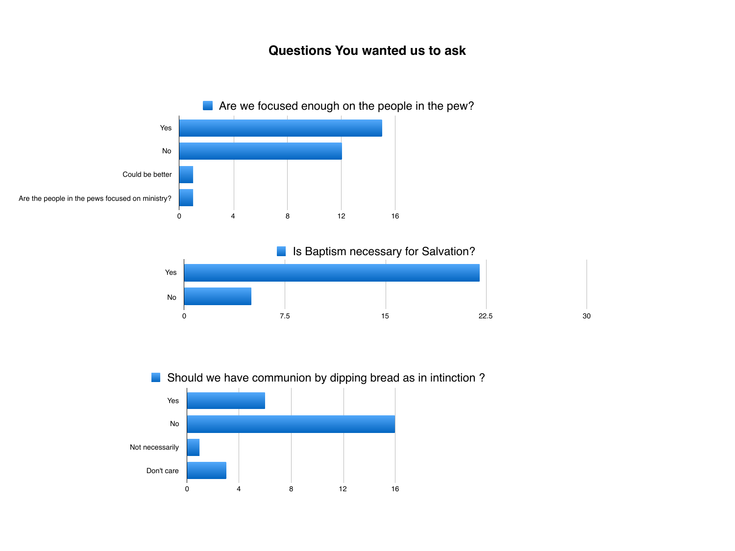# Questions You wanted us to ask

## Are we focused enough on the people in the pew?

| Response | Count |
|---|---|
| Yes | 15 |
| No | 12 |
| Could be better | 1 |
| Are the people in the pews focused on ministry? | 1 |

## Is Baptism necessary for Salvation?

| Response | Count |
|---|---|
| Yes | 22 |
| No | 5 |

## Should we have communion by dipping bread as in intinction ?

| Response | Count |
|---|---|
| Yes | 6 |
| No | 16 |
| Not necessarily | 1 |
| Don't care | 3 |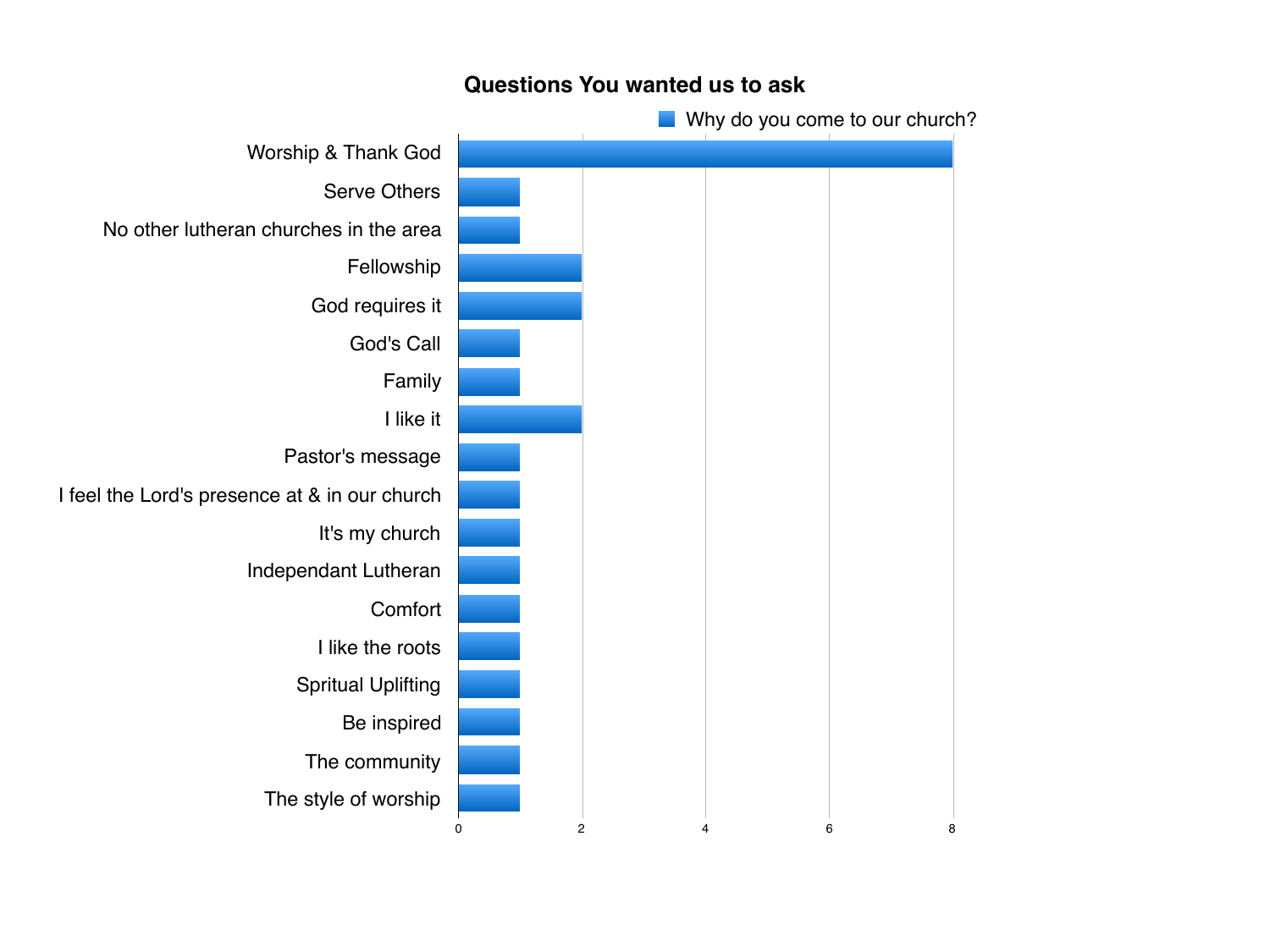## Questions You wanted us to ask

Why do you come to our church?

| Response | Count |
|---|---|
| Worship & Thank God | 8 |
| Serve Others | 1 |
| No other lutheran churches in the area | 1 |
| Fellowship | 2 |
| God requires it | 2 |
| God's Call | 1 |
| Family | 1 |
| I like it | 2 |
| Pastor's message | 1 |
| I feel the Lord's presence at & in our church | 1 |
| It's my church | 1 |
| Independant Lutheran | 1 |
| Comfort | 1 |
| I like the roots | 1 |
| Spritual Uplifting | 1 |
| Be inspired | 1 |
| The community | 1 |
| The style of worship | 1 |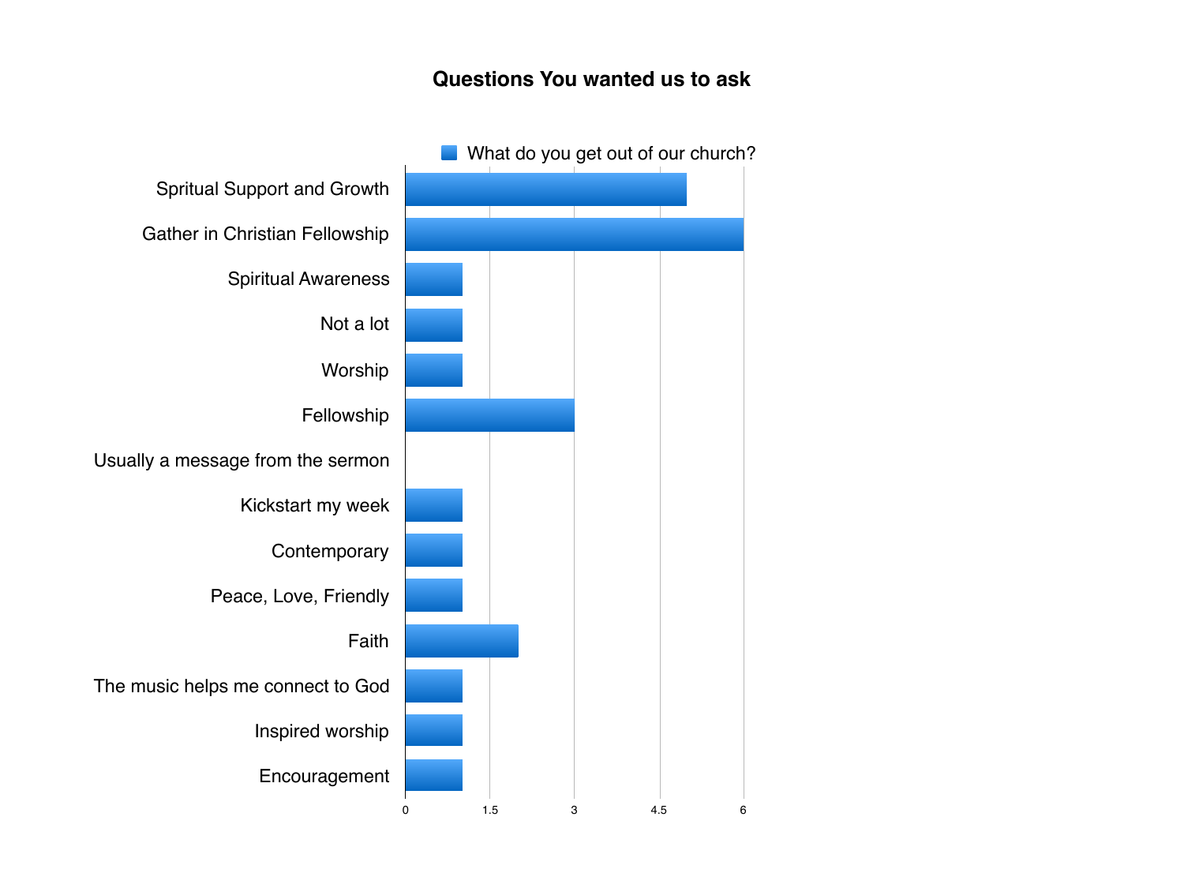# Questions You wanted us to ask

What do you get out of our church?

| Response | Count |
| --- | --- |
| Spritual Support and Growth | 5 |
| Gather in Christian Fellowship | 6 |
| Spiritual Awareness | 1 |
| Not a lot | 1 |
| Worship | 1 |
| Fellowship | 3 |
| Usually a message from the sermon | 0 |
| Kickstart my week | 1 |
| Contemporary | 1 |
| Peace, Love, Friendly | 1 |
| Faith | 2 |
| The music helps me connect to God | 1 |
| Inspired worship | 1 |
| Encouragement | 1 |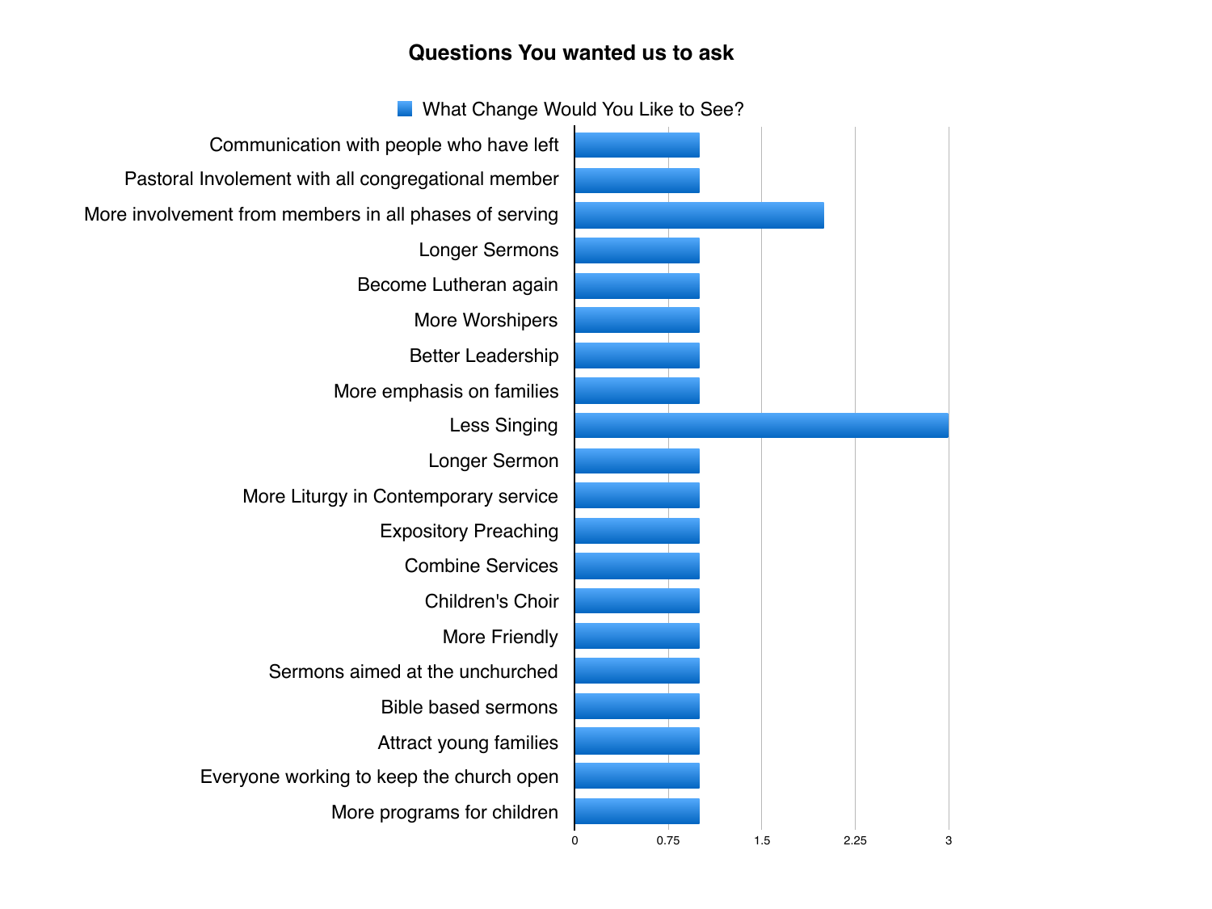# Questions You wanted us to ask

**What Change Would You Like to See?**

| Response | Count |
|---|---|
| Communication with people who have left | 1 |
| Pastoral Involement with all congregational member | 1 |
| More involvement from members in all phases of serving | 2 |
| Longer Sermons | 1 |
| Become Lutheran again | 1 |
| More Worshipers | 1 |
| Better Leadership | 1 |
| More emphasis on families | 1 |
| Less Singing | 3 |
| Longer Sermon | 1 |
| More Liturgy in Contemporary service | 1 |
| Expository Preaching | 1 |
| Combine Services | 1 |
| Children's Choir | 1 |
| More Friendly | 1 |
| Sermons aimed at the unchurched | 1 |
| Bible based sermons | 1 |
| Attract young families | 1 |
| Everyone working to keep the church open | 1 |
| More programs for children | 1 |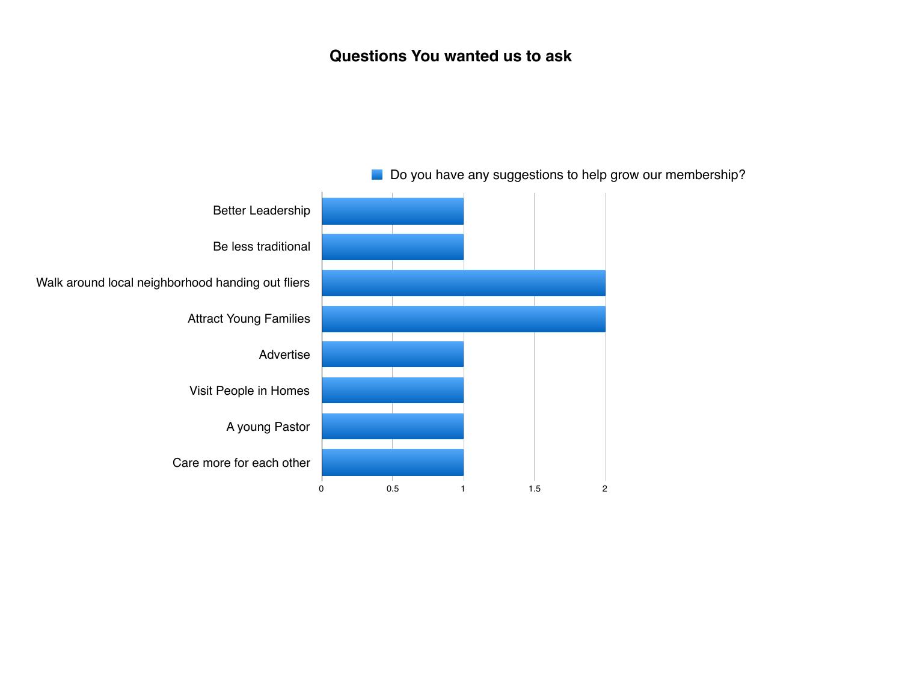# Questions You wanted us to ask

**Do you have any suggestions to help grow our membership?**

| Suggestion | Count |
| --- | --- |
| Better Leadership | 1 |
| Be less traditional | 1 |
| Walk around local neighborhood handing out fliers | 2 |
| Attract Young Families | 2 |
| Advertise | 1 |
| Visit People in Homes | 1 |
| A young Pastor | 1 |
| Care more for each other | 1 |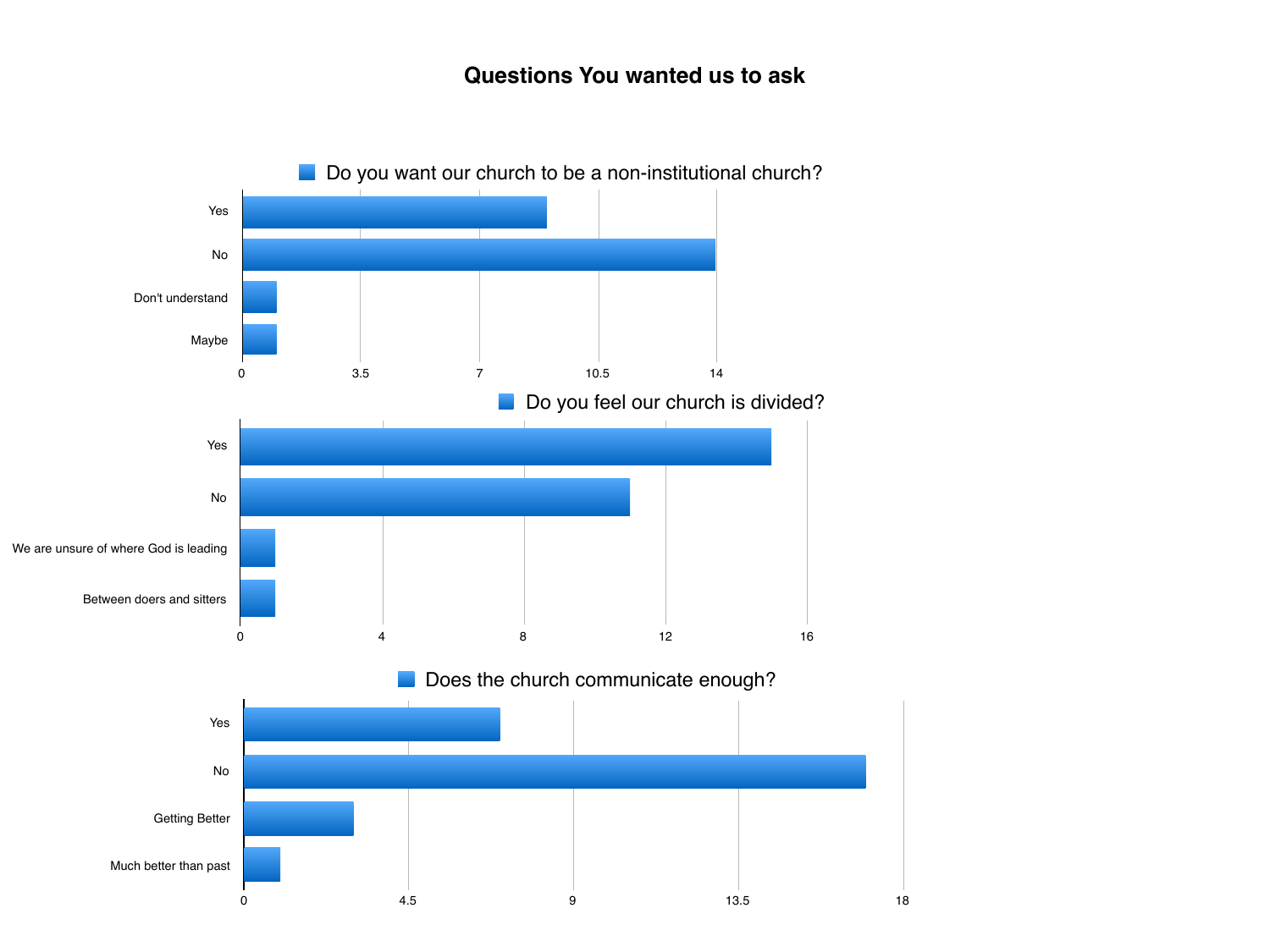# Questions You wanted us to ask

Do you want our church to be a non-institutional church?

Yes
No
Don't understand
Maybe

0 3.5 7 10.5 14

Do you feel our church is divided?

Yes
No
We are unsure of where God is leading
Between doers and sitters

0 4 8 12 16

Does the church communicate enough?

Yes
No
Getting Better
Much better than past

0 4.5 9 13.5 18